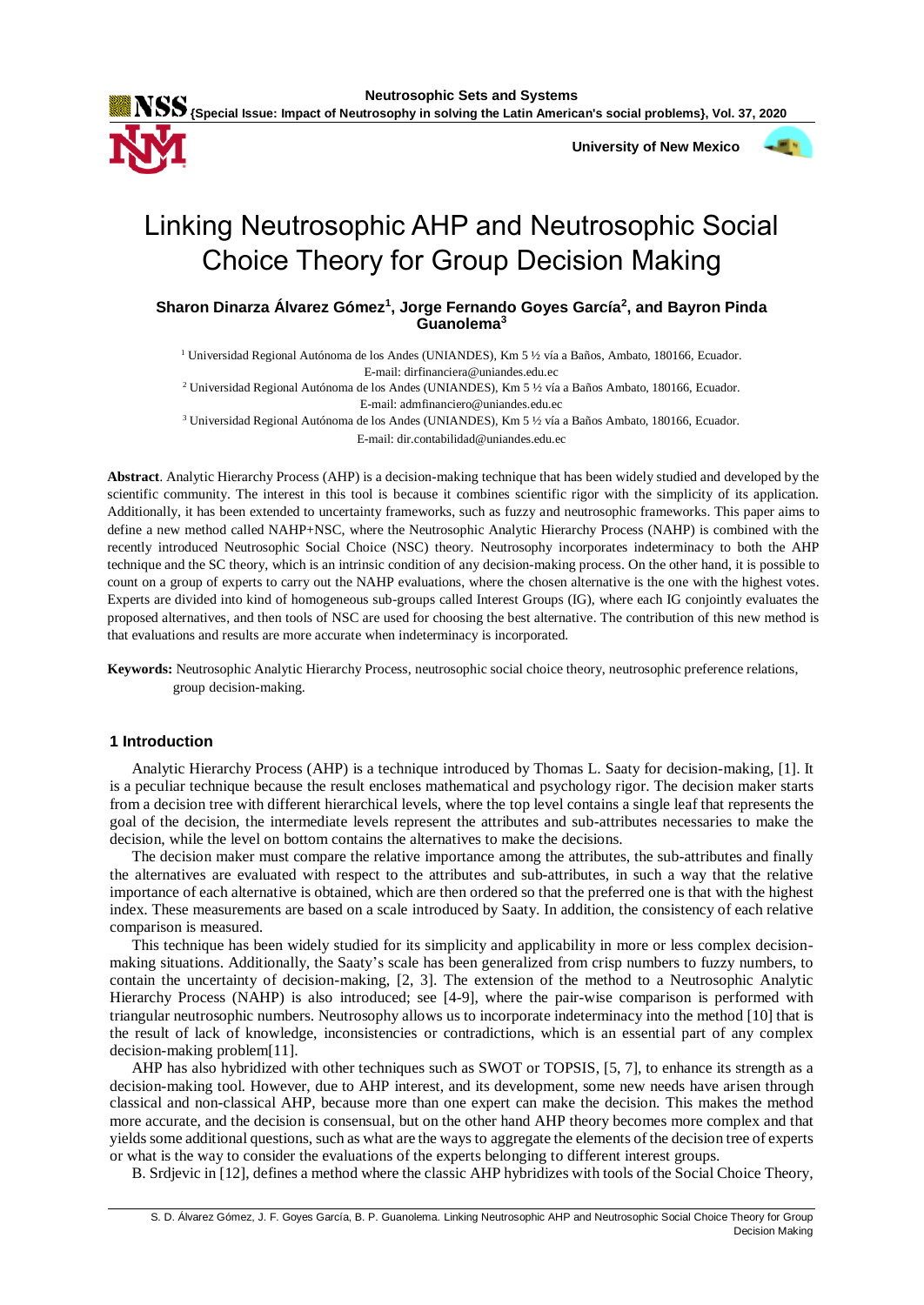# Linking Neutrosophic AHP and Neutrosophic Social Choice Theory for Group Decision Making

**Sharon Dinarza Álvarez Gómez[1], Jorge Fernando Goyes García[2], and Bayron Pinda Guanolema[3]**

[1] Universidad Regional Autónoma de los Andes (UNIANDES), Km 5 ½ vía a Baños, Ambato, 180166, Ecuador. E-mail: dirfinanciera@uniandes.edu.ec

[2] Universidad Regional Autónoma de los Andes (UNIANDES), Km 5 ½ vía a Baños Ambato, 180166, Ecuador. E-mail: admfinanciero@uniandes.edu.ec

[3] Universidad Regional Autónoma de los Andes (UNIANDES), Km 5 ½ vía a Baños Ambato, 180166, Ecuador. E-mail: dir.contabilidad@uniandes.edu.ec

**Abstract**. Analytic Hierarchy Process (AHP) is a decision-making technique that has been widely studied and developed by the scientific community. The interest in this tool is because it combines scientific rigor with the simplicity of its application. Additionally, it has been extended to uncertainty frameworks, such as fuzzy and neutrosophic frameworks. This paper aims to define a new method called NAHP+NSC, where the Neutrosophic Analytic Hierarchy Process (NAHP) is combined with the recently introduced Neutrosophic Social Choice (NSC) theory. Neutrosophy incorporates indeterminacy to both the AHP technique and the SC theory, which is an intrinsic condition of any decision-making process. On the other hand, it is possible to count on a group of experts to carry out the NAHP evaluations, where the chosen alternative is the one with the highest votes. Experts are divided into kind of homogeneous sub-groups called Interest Groups (IG), where each IG conjointly evaluates the proposed alternatives, and then tools of NSC are used for choosing the best alternative. The contribution of this new method is that evaluations and results are more accurate when indeterminacy is incorporated.

**Keywords:** Neutrosophic Analytic Hierarchy Process, neutrosophic social choice theory, neutrosophic preference relations, group decision-making.

## 1 Introduction

Analytic Hierarchy Process (AHP) is a technique introduced by Thomas L. Saaty for decision-making, [1]. It is a peculiar technique because the result encloses mathematical and psychology rigor. The decision maker starts from a decision tree with different hierarchical levels, where the top level contains a single leaf that represents the goal of the decision, the intermediate levels represent the attributes and sub-attributes necessaries to make the decision, while the level on bottom contains the alternatives to make the decisions.

The decision maker must compare the relative importance among the attributes, the sub-attributes and finally the alternatives are evaluated with respect to the attributes and sub-attributes, in such a way that the relative importance of each alternative is obtained, which are then ordered so that the preferred one is that with the highest index. These measurements are based on a scale introduced by Saaty. In addition, the consistency of each relative comparison is measured.

This technique has been widely studied for its simplicity and applicability in more or less complex decision-making situations. Additionally, the Saaty's scale has been generalized from crisp numbers to fuzzy numbers, to contain the uncertainty of decision-making, [2, 3]. The extension of the method to a Neutrosophic Analytic Hierarchy Process (NAHP) is also introduced; see [4-9], where the pair-wise comparison is performed with triangular neutrosophic numbers. Neutrosophy allows us to incorporate indeterminacy into the method [10] that is the result of lack of knowledge, inconsistencies or contradictions, which is an essential part of any complex decision-making problem[11].

AHP has also hybridized with other techniques such as SWOT or TOPSIS, [5, 7], to enhance its strength as a decision-making tool. However, due to AHP interest, and its development, some new needs have arisen through classical and non-classical AHP, because more than one expert can make the decision. This makes the method more accurate, and the decision is consensual, but on the other hand AHP theory becomes more complex and that yields some additional questions, such as what are the ways to aggregate the elements of the decision tree of experts or what is the way to consider the evaluations of the experts belonging to different interest groups.

B. Srdjevic in [12], defines a method where the classic AHP hybridizes with tools of the Social Choice Theory,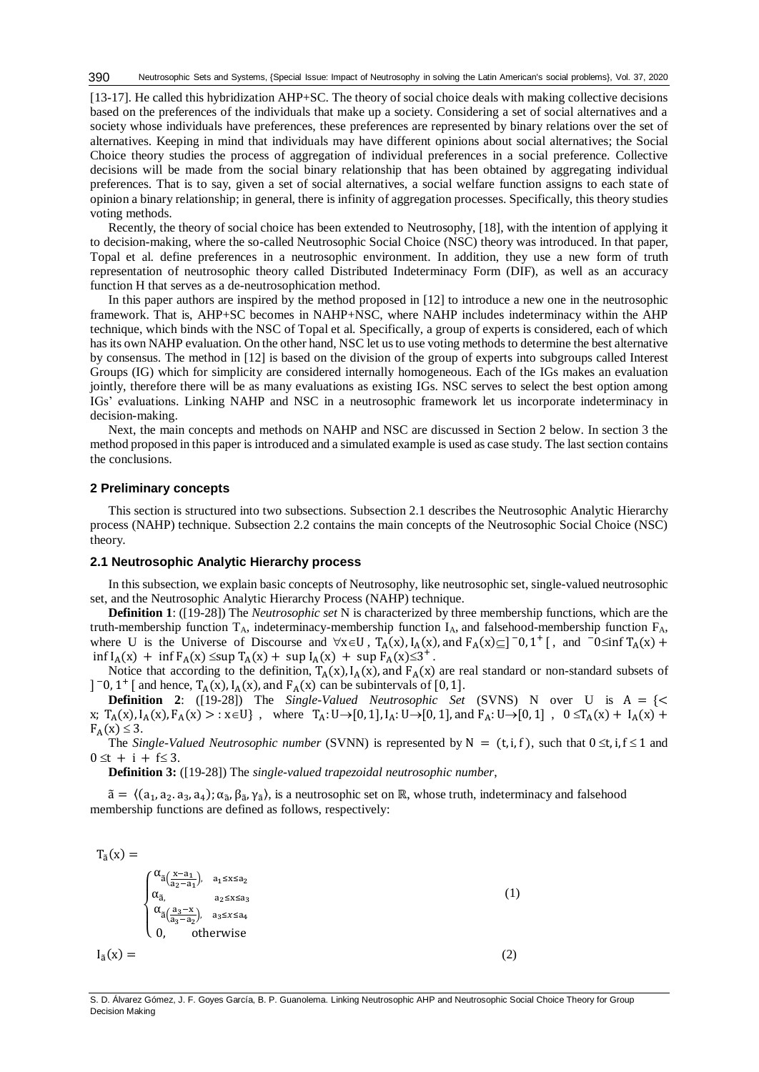[13-17]. He called this hybridization AHP+SC. The theory of social choice deals with making collective decisions based on the preferences of the individuals that make up a society. Considering a set of social alternatives and a society whose individuals have preferences, these preferences are represented by binary relations over the set of alternatives. Keeping in mind that individuals may have different opinions about social alternatives; the Social Choice theory studies the process of aggregation of individual preferences in a social preference. Collective decisions will be made from the social binary relationship that has been obtained by aggregating individual preferences. That is to say, given a set of social alternatives, a social welfare function assigns to each state of opinion a binary relationship; in general, there is infinity of aggregation processes. Specifically, this theory studies voting methods.

Recently, the theory of social choice has been extended to Neutrosophy, [18], with the intention of applying it to decision-making, where the so-called Neutrosophic Social Choice (NSC) theory was introduced. In that paper, Topal et al. define preferences in a neutrosophic environment. In addition, they use a new form of truth representation of neutrosophic theory called Distributed Indeterminacy Form (DIF), as well as an accuracy function H that serves as a de-neutrosophication method.

In this paper authors are inspired by the method proposed in [12] to introduce a new one in the neutrosophic framework. That is, AHP+SC becomes in NAHP+NSC, where NAHP includes indeterminacy within the AHP technique, which binds with the NSC of Topal et al. Specifically, a group of experts is considered, each of which has its own NAHP evaluation. On the other hand, NSC let us to use voting methods to determine the best alternative by consensus. The method in [12] is based on the division of the group of experts into subgroups called Interest Groups (IG) which for simplicity are considered internally homogeneous. Each of the IGs makes an evaluation jointly, therefore there will be as many evaluations as existing IGs. NSC serves to select the best option among IGs' evaluations. Linking NAHP and NSC in a neutrosophic framework let us incorporate indeterminacy in decision-making.

Next, the main concepts and methods on NAHP and NSC are discussed in Section 2 below. In section 3 the method proposed in this paper is introduced and a simulated example is used as case study. The last section contains the conclusions.

## 2 Preliminary concepts

This section is structured into two subsections. Subsection 2.1 describes the Neutrosophic Analytic Hierarchy process (NAHP) technique. Subsection 2.2 contains the main concepts of the Neutrosophic Social Choice (NSC) theory.

### 2.1 Neutrosophic Analytic Hierarchy process

In this subsection, we explain basic concepts of Neutrosophy, like neutrosophic set, single-valued neutrosophic set, and the Neutrosophic Analytic Hierarchy Process (NAHP) technique.

**Definition 1**: ([19-28]) The *Neutrosophic set* N is characterized by three membership functions, which are the truth-membership function $T_A$, indeterminacy-membership function $I_A$, and falsehood-membership function $F_A$, where U is the Universe of Discourse and $\forall x \in U$, $T_A(x), I_A(x)$, and $F_A(x) \subseteq ]^-0, 1^+[$, and $^-0 \leq \inf T_A(x) + \inf I_A(x) + \inf F_A(x) \leq \sup T_A(x) + \sup I_A(x) + \sup F_A(x) \leq 3^+$.

Notice that according to the definition, $T_A(x), I_A(x)$, and $F_A(x)$ are real standard or non-standard subsets of $]^-0, 1^+[$ and hence, $T_A(x), I_A(x)$, and $F_A(x)$ can be subintervals of $[0, 1]$.

**Definition 2**: ([19-28]) The *Single-Valued Neutrosophic Set* (SVNS) N over U is $A = \{< x; T_A(x), I_A(x), F_A(x) >: x \in U\}$, where $T_A: U \rightarrow [0, 1]$, $I_A: U \rightarrow [0, 1]$, and $F_A: U \rightarrow [0, 1]$, $0 \leq T_A(x) + I_A(x) + F_A(x) \leq 3$.

The *Single-Valued Neutrosophic number* (SVNN) is represented by $N = (t, i, f)$, such that $0 \leq t, i, f \leq 1$ and $0 \leq t + i + f \leq 3$.

**Definition 3:** ([19-28]) The *single-valued trapezoidal neutrosophic number*,

$\tilde{a} = \langle (a_1, a_2. a_3, a_4); \alpha_{\tilde{a}}, \beta_{\tilde{a}}, \gamma_{\tilde{a}} \rangle$, is a neutrosophic set on $\mathbb{R}$, whose truth, indeterminacy and falsehood membership functions are defined as follows, respectively:

$$T_{\tilde{a}}(x) = \begin{cases} \alpha_{\tilde{a}\left(\frac{x-a_1}{a_2-a_1}\right)}, & a_1 \leq x \leq a_2 \\ \alpha_{\tilde{a},} & a_2 \leq x \leq a_3 \\ \alpha_{\tilde{a}\left(\frac{a_3-x}{a_3-a_2}\right)}, & a_3 \leq x \leq a_4 \\ 0, & \text{otherwise} \end{cases} \quad (1)$$

$$I_{\tilde{a}}(x) = \quad (2)$$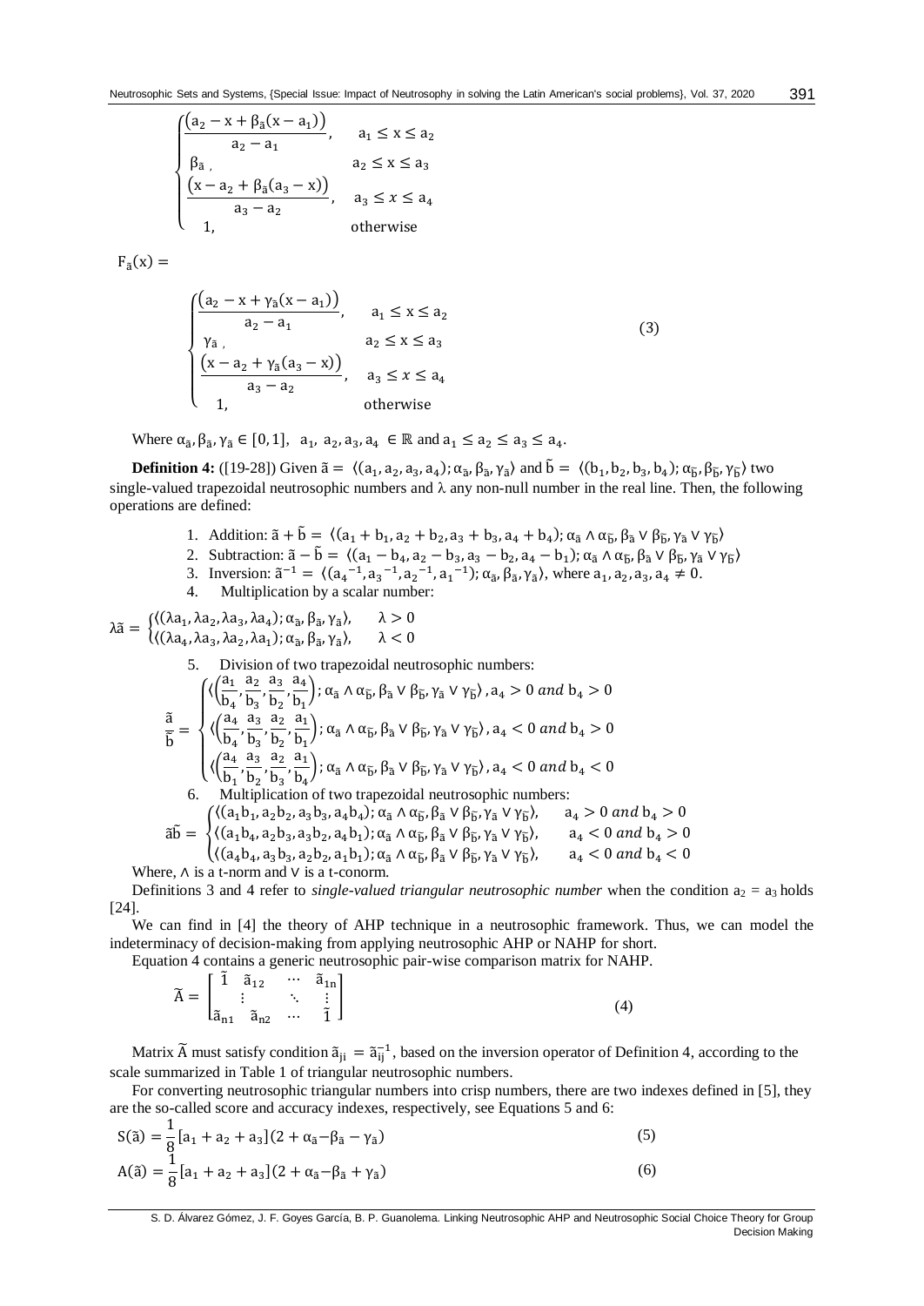$$\begin{cases} \frac{\left(a_2 - x + \beta_{\tilde{a}}(x - a_1)\right)}{a_2 - a_1}, & a_1 \le x \le a_2 \\ \beta_{\tilde{a}}, & a_2 \le x \le a_3 \\ \frac{\left(x - a_2 + \beta_{\tilde{a}}(a_3 - x)\right)}{a_3 - a_2}, & a_3 \le x \le a_4 \\ 1, & \text{otherwise} \end{cases}$$

$F_{\tilde{a}}(x) =$

$$\begin{cases} \frac{\left(a_2 - x + \gamma_{\tilde{a}}(x - a_1)\right)}{a_2 - a_1}, & a_1 \le x \le a_2 \\ \gamma_{\tilde{a}}, & a_2 \le x \le a_3 \\ \frac{\left(x - a_2 + \gamma_{\tilde{a}}(a_3 - x)\right)}{a_3 - a_2}, & a_3 \le x \le a_4 \\ 1, & \text{otherwise} \end{cases} \tag{3}$$

Where $\alpha_{\tilde{a}}, \beta_{\tilde{a}}, \gamma_{\tilde{a}} \in [0,1]$, $a_1, a_2, a_3, a_4 \in \mathbb{R}$ and $a_1 \le a_2 \le a_3 \le a_4$.

**Definition 4:** ([19-28]) Given $\tilde{a} = \langle (a_1, a_2, a_3, a_4); \alpha_{\tilde{a}}, \beta_{\tilde{a}}, \gamma_{\tilde{a}} \rangle$ and $\tilde{b} = \langle (b_1, b_2, b_3, b_4); \alpha_{\tilde{b}}, \beta_{\tilde{b}}, \gamma_{\tilde{b}} \rangle$ two single-valued trapezoidal neutrosophic numbers and λ any non-null number in the real line. Then, the following operations are defined:

1. Addition: $\tilde{a} + \tilde{b} = \langle (a_1 + b_1, a_2 + b_2, a_3 + b_3, a_4 + b_4); \alpha_{\tilde{a}} \wedge \alpha_{\tilde{b}}, \beta_{\tilde{a}} \vee \beta_{\tilde{b}}, \gamma_{\tilde{a}} \vee \gamma_{\tilde{b}} \rangle$
2. Subtraction: $\tilde{a} - \tilde{b} = \langle (a_1 - b_4, a_2 - b_3, a_3 - b_2, a_4 - b_1); \alpha_{\tilde{a}} \wedge \alpha_{\tilde{b}}, \beta_{\tilde{a}} \vee \beta_{\tilde{b}}, \gamma_{\tilde{a}} \vee \gamma_{\tilde{b}} \rangle$
3. Inversion: $\tilde{a}^{-1} = \langle (a_4^{-1}, a_3^{-1}, a_2^{-1}, a_1^{-1}); \alpha_{\tilde{a}}, \beta_{\tilde{a}}, \gamma_{\tilde{a}} \rangle$, where $a_1, a_2, a_3, a_4 \neq 0$.
4. Multiplication by a scalar number:

$$\lambda\tilde{a} = \begin{cases} \langle (\lambda a_1, \lambda a_2, \lambda a_3, \lambda a_4); \alpha_{\tilde{a}}, \beta_{\tilde{a}}, \gamma_{\tilde{a}} \rangle, & \lambda > 0 \\ \langle (\lambda a_4, \lambda a_3, \lambda a_2, \lambda a_1); \alpha_{\tilde{a}}, \beta_{\tilde{a}}, \gamma_{\tilde{a}} \rangle, & \lambda < 0 \end{cases}$$

5. Division of two trapezoidal neutrosophic numbers:

$$\frac{\tilde{a}}{\tilde{b}} = \begin{cases} \langle \left(\frac{a_1}{b_4}, \frac{a_2}{b_3}, \frac{a_3}{b_2}, \frac{a_4}{b_1}\right); \alpha_{\tilde{a}} \wedge \alpha_{\tilde{b}}, \beta_{\tilde{a}} \vee \beta_{\tilde{b}}, \gamma_{\tilde{a}} \vee \gamma_{\tilde{b}} \rangle, a_4 > 0 \text{ and } b_4 > 0 \\ \langle \left(\frac{a_4}{b_4}, \frac{a_3}{b_3}, \frac{a_2}{b_2}, \frac{a_1}{b_1}\right); \alpha_{\tilde{a}} \wedge \alpha_{\tilde{b}}, \beta_{\tilde{a}} \vee \beta_{\tilde{b}}, \gamma_{\tilde{a}} \vee \gamma_{\tilde{b}} \rangle, a_4 < 0 \text{ and } b_4 > 0 \\ \langle \left(\frac{a_4}{b_1}, \frac{a_3}{b_2}, \frac{a_2}{b_3}, \frac{a_1}{b_4}\right); \alpha_{\tilde{a}} \wedge \alpha_{\tilde{b}}, \beta_{\tilde{a}} \vee \beta_{\tilde{b}}, \gamma_{\tilde{a}} \vee \gamma_{\tilde{b}} \rangle, a_4 < 0 \text{ and } b_4 < 0 \end{cases}$$

6. Multiplication of two trapezoidal neutrosophic numbers:

$$\tilde{a}\tilde{b} = \begin{cases} \langle (a_1 b_1, a_2 b_2, a_3 b_3, a_4 b_4); \alpha_{\tilde{a}} \wedge \alpha_{\tilde{b}}, \beta_{\tilde{a}} \vee \beta_{\tilde{b}}, \gamma_{\tilde{a}} \vee \gamma_{\tilde{b}} \rangle, & a_4 > 0 \text{ and } b_4 > 0 \\ \langle (a_1 b_4, a_2 b_3, a_3 b_2, a_4 b_1); \alpha_{\tilde{a}} \wedge \alpha_{\tilde{b}}, \beta_{\tilde{a}} \vee \beta_{\tilde{b}}, \gamma_{\tilde{a}} \vee \gamma_{\tilde{b}} \rangle, & a_4 < 0 \text{ and } b_4 > 0 \\ \langle (a_4 b_4, a_3 b_3, a_2 b_2, a_1 b_1); \alpha_{\tilde{a}} \wedge \alpha_{\tilde{b}}, \beta_{\tilde{a}} \vee \beta_{\tilde{b}}, \gamma_{\tilde{a}} \vee \gamma_{\tilde{b}} \rangle, & a_4 < 0 \text{ and } b_4 < 0 \end{cases}$$

Where, ∧ is a t-norm and ∨ is a t-conorm.

Definitions 3 and 4 refer to *single-valued triangular neutrosophic number* when the condition $a_2 = a_3$ holds [24].

We can find in [4] the theory of AHP technique in a neutrosophic framework. Thus, we can model the indeterminacy of decision-making from applying neutrosophic AHP or NAHP for short.

Equation 4 contains a generic neutrosophic pair-wise comparison matrix for NAHP.

$$\tilde{A} = \begin{bmatrix} \tilde{1} & \tilde{a}_{12} & \cdots & \tilde{a}_{1n} \\ \vdots & & \ddots & \vdots \\ \tilde{a}_{n1} & \tilde{a}_{n2} & \cdots & \tilde{1} \end{bmatrix} \tag{4}$$

Matrix $\tilde{A}$ must satisfy condition $\tilde{a}_{ji} = \tilde{a}_{ij}^{-1}$, based on the inversion operator of Definition 4, according to the scale summarized in Table 1 of triangular neutrosophic numbers.

For converting neutrosophic triangular numbers into crisp numbers, there are two indexes defined in [5], they are the so-called score and accuracy indexes, respectively, see Equations 5 and 6:

$$S(\tilde{a}) = \frac{1}{8}[a_1 + a_2 + a_3](2 + \alpha_{\tilde{a}} - \beta_{\tilde{a}} - \gamma_{\tilde{a}}) \tag{5}$$

$$A(\tilde{a}) = \frac{1}{8}[a_1 + a_2 + a_3](2 + \alpha_{\tilde{a}} - \beta_{\tilde{a}} + \gamma_{\tilde{a}}) \tag{6}$$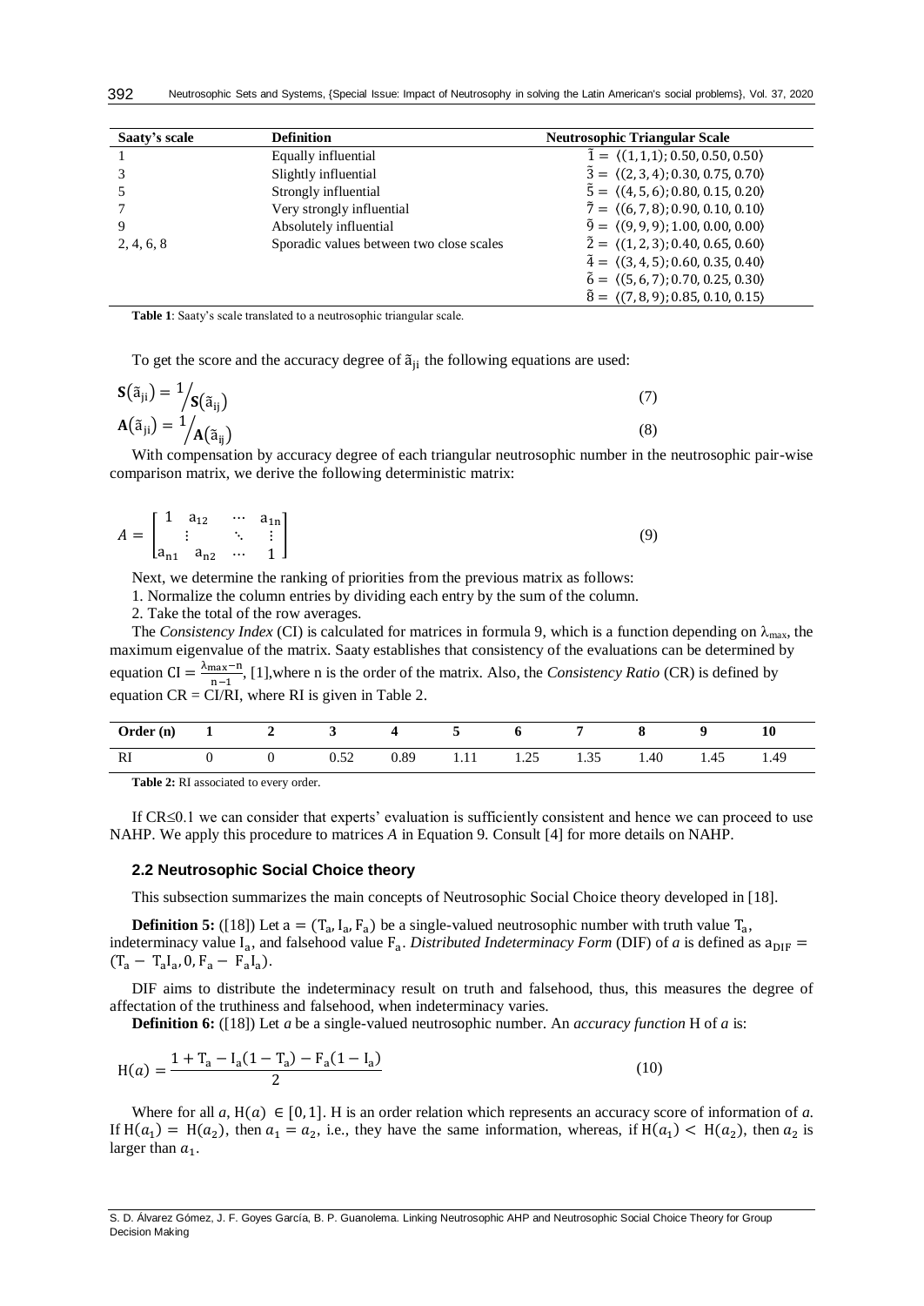| Saaty's scale | Definition | Neutrosophic Triangular Scale |
| --- | --- | --- |
| 1 | Equally influential | $\tilde{1} = \langle(1,1,1); 0.50, 0.50, 0.50\rangle$ |
| 3 | Slightly influential | $\tilde{3} = \langle(2,3,4); 0.30, 0.75, 0.70\rangle$ |
| 5 | Strongly influential | $\tilde{5} = \langle(4,5,6); 0.80, 0.15, 0.20\rangle$ |
| 7 | Very strongly influential | $\tilde{7} = \langle(6,7,8); 0.90, 0.10, 0.10\rangle$ |
| 9 | Absolutely influential | $\tilde{9} = \langle(9,9,9); 1.00, 0.00, 0.00\rangle$ |
| 2, 4, 6, 8 | Sporadic values between two close scales | $\tilde{2} = \langle(1,2,3); 0.40, 0.65, 0.60\rangle$ |
| | | $\tilde{4} = \langle(3,4,5); 0.60, 0.35, 0.40\rangle$ |
| | | $\tilde{6} = \langle(5,6,7); 0.70, 0.25, 0.30\rangle$ |
| | | $\tilde{8} = \langle(7,8,9); 0.85, 0.10, 0.15\rangle$ |

**Table 1**: Saaty's scale translated to a neutrosophic triangular scale.

To get the score and the accuracy degree of $\tilde{a}_{ji}$ the following equations are used:

$$\mathbf{S}(\tilde{a}_{ji}) = 1/\mathbf{S}(\tilde{a}_{ij}) \tag{7}$$

$$\mathbf{A}(\tilde{a}_{ji}) = 1/\mathbf{A}(\tilde{a}_{ij}) \tag{8}$$

With compensation by accuracy degree of each triangular neutrosophic number in the neutrosophic pair-wise comparison matrix, we derive the following deterministic matrix:

$$A = \begin{bmatrix} 1 & a_{12} & \cdots & a_{1n} \\ \vdots & & \ddots & \vdots \\ a_{n1} & a_{n2} & \cdots & 1 \end{bmatrix} \tag{9}$$

Next, we determine the ranking of priorities from the previous matrix as follows:

1. Normalize the column entries by dividing each entry by the sum of the column.
2. Take the total of the row averages.

The *Consistency Index* (CI) is calculated for matrices in formula 9, which is a function depending on $\lambda_{max}$, the maximum eigenvalue of the matrix. Saaty establishes that consistency of the evaluations can be determined by equation $CI = \frac{\lambda_{max}-n}{n-1}$, [1],where n is the order of the matrix. Also, the *Consistency Ratio* (CR) is defined by equation $CR = CI/RI$, where RI is given in Table 2.

| Order (n) | 1 | 2 | 3 | 4 | 5 | 6 | 7 | 8 | 9 | 10 |
| --- | --- | --- | --- | --- | --- | --- | --- | --- | --- | --- |
| RI | 0 | 0 | 0.52 | 0.89 | 1.11 | 1.25 | 1.35 | 1.40 | 1.45 | 1.49 |

**Table 2:** RI associated to every order.

If $CR \leq 0.1$ we can consider that experts' evaluation is sufficiently consistent and hence we can proceed to use NAHP. We apply this procedure to matrices *A* in Equation 9. Consult [4] for more details on NAHP.

### 2.2 Neutrosophic Social Choice theory

This subsection summarizes the main concepts of Neutrosophic Social Choice theory developed in [18].

**Definition 5:** ([18]) Let $a = (T_a, I_a, F_a)$ be a single-valued neutrosophic number with truth value $T_a$, indeterminacy value $I_a$, and falsehood value $F_a$. *Distributed Indeterminacy Form* (DIF) of *a* is defined as $a_{DIF} = (T_a - T_a I_a, 0, F_a - F_a I_a)$.

DIF aims to distribute the indeterminacy result on truth and falsehood, thus, this measures the degree of affectation of the truthiness and falsehood, when indeterminacy varies.

**Definition 6:** ([18]) Let *a* be a single-valued neutrosophic number. An *accuracy function* H of *a* is:

$$H(a) = \frac{1 + T_a - I_a(1 - T_a) - F_a(1 - I_a)}{2} \tag{10}$$

Where for all *a*, $H(a) \in [0,1]$. H is an order relation which represents an accuracy score of information of *a*. If $H(a_1) = H(a_2)$, then $a_1 = a_2$, i.e., they have the same information, whereas, if $H(a_1) < H(a_2)$, then $a_2$ is larger than $a_1$.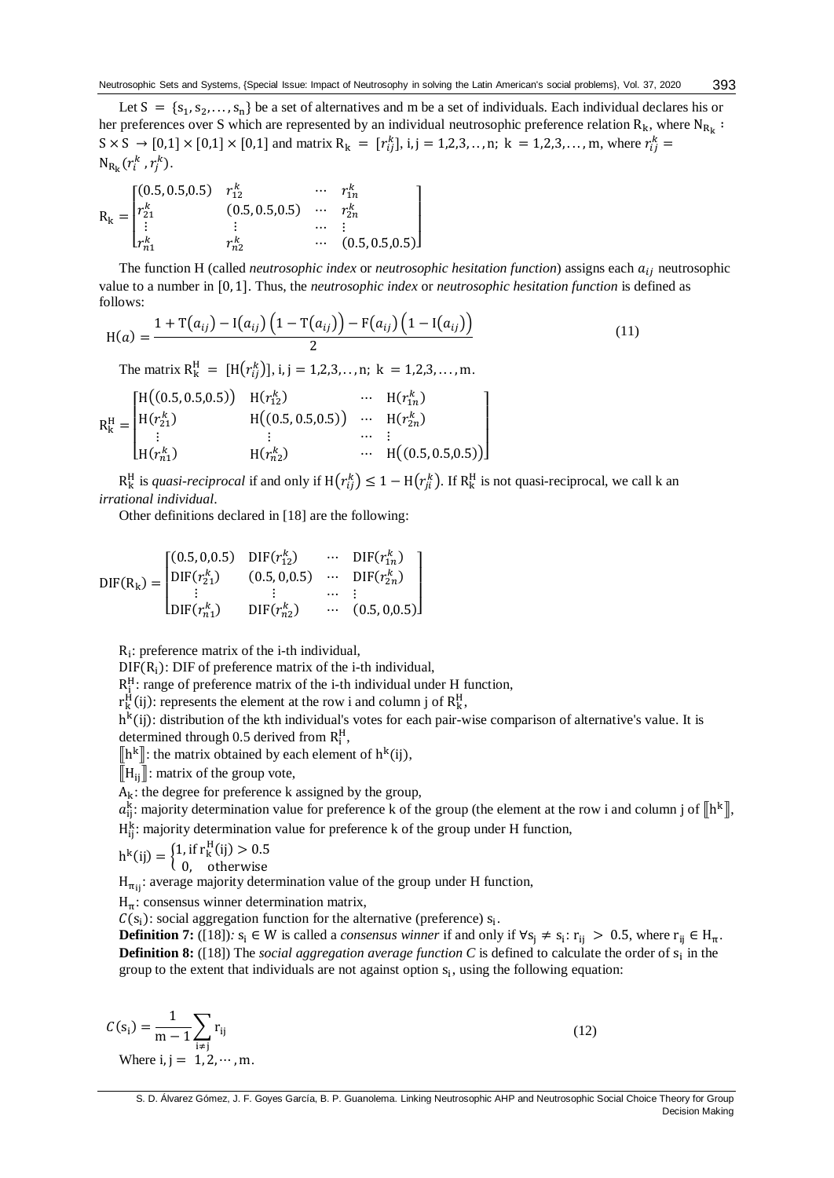Let $S = \{s_1, s_2, \ldots, s_n\}$ be a set of alternatives and m be a set of individuals. Each individual declares his or her preferences over S which are represented by an individual neutrosophic preference relation $R_k$, where $N_{R_k} : S \times S \to [0,1] \times [0,1] \times [0,1]$ and matrix $R_k = [r_{ij}^k]$, $i, j = 1,2,3, \ldots, n$; $k = 1,2,3, \ldots, m$, where $r_{ij}^k = N_{R_k}(r_i^k, r_j^k)$.

$$R_k = \begin{bmatrix} (0.5, 0.5, 0.5) & r_{12}^k & \cdots & r_{1n}^k \\ r_{21}^k & (0.5, 0.5, 0.5) & \cdots & r_{2n}^k \\ \vdots & \vdots & \cdots & \vdots \\ r_{n1}^k & r_{n2}^k & \cdots & (0.5, 0.5, 0.5) \end{bmatrix}$$

The function H (called *neutrosophic index* or *neutrosophic hesitation function*) assigns each $a_{ij}$ neutrosophic value to a number in $[0, 1]$. Thus, the *neutrosophic index* or *neutrosophic hesitation function* is defined as follows:

$$H(a) = \frac{1 + T(a_{ij}) - I(a_{ij})\left(1 - T(a_{ij})\right) - F(a_{ij})\left(1 - I(a_{ij})\right)}{2} \tag{11}$$

The matrix $R_k^H = [H(r_{ij}^k)]$, $i, j = 1,2,3, \ldots, n$; $k = 1,2,3, \ldots, m$.

$$R_k^H = \begin{bmatrix} H\left((0.5, 0.5, 0.5)\right) & H(r_{12}^k) & \cdots & H(r_{1n}^k) \\ H(r_{21}^k) & H\left((0.5, 0.5, 0.5)\right) & \cdots & H(r_{2n}^k) \\ \vdots & \vdots & \cdots & \vdots \\ H(r_{n1}^k) & H(r_{n2}^k) & \cdots & H\left((0.5, 0.5, 0.5)\right) \end{bmatrix}$$

$R_k^H$ is *quasi-reciprocal* if and only if $H(r_{ij}^k) \le 1 - H(r_{ji}^k)$. If $R_k^H$ is not quasi-reciprocal, we call k an *irrational individual*.

Other definitions declared in [18] are the following:

$$DIF(R_k) = \begin{bmatrix} (0.5, 0, 0.5) & DIF(r_{12}^k) & \cdots & DIF(r_{1n}^k) \\ DIF(r_{21}^k) & (0.5, 0, 0.5) & \cdots & DIF(r_{2n}^k) \\ \vdots & \vdots & \cdots & \vdots \\ DIF(r_{n1}^k) & DIF(r_{n2}^k) & \cdots & (0.5, 0, 0.5) \end{bmatrix}$$

$R_i$: preference matrix of the i-th individual,

$DIF(R_i)$: DIF of preference matrix of the i-th individual,

$R_i^H$: range of preference matrix of the i-th individual under H function,

$r_k^H(ij)$: represents the element at the row i and column j of $R_k^H$,

$h^k(ij)$: distribution of the kth individual's votes for each pair-wise comparison of alternative's value. It is determined through 0.5 derived from $R_i^H$,

$[\![h^k]\!]$: the matrix obtained by each element of $h^k(ij)$,

$[\![H_{ij}]\!]$: matrix of the group vote,

$A_k$: the degree for preference k assigned by the group,

$a_{ij}^k$: majority determination value for preference k of the group (the element at the row i and column j of $[\![h^k]\!]$,

$H_{ij}^k$: majority determination value for preference k of the group under H function,

$$h^k(ij) = \begin{cases} 1, & \text{if } r_k^H(ij) > 0.5 \\ 0, & \text{otherwise} \end{cases}$$

$H_{\pi_{ij}}$: average majority determination value of the group under H function,

$H_\pi$: consensus winner determination matrix,

$C(s_i)$: social aggregation function for the alternative (preference) $s_i$.

**Definition 7:** ([18])*:* $s_i \in W$ is called a *consensus winner* if and only if $\forall s_j \neq s_i : r_{ij} > 0.5$, where $r_{ij} \in H_\pi$.

**Definition 8:** ([18]) The *social aggregation average function C* is defined to calculate the order of $s_i$ in the group to the extent that individuals are not against option $s_i$, using the following equation:

$$C(s_i) = \frac{1}{m-1}\sum_{i \neq j} r_{ij} \tag{12}$$

Where $i, j = 1, 2, \cdots, m$.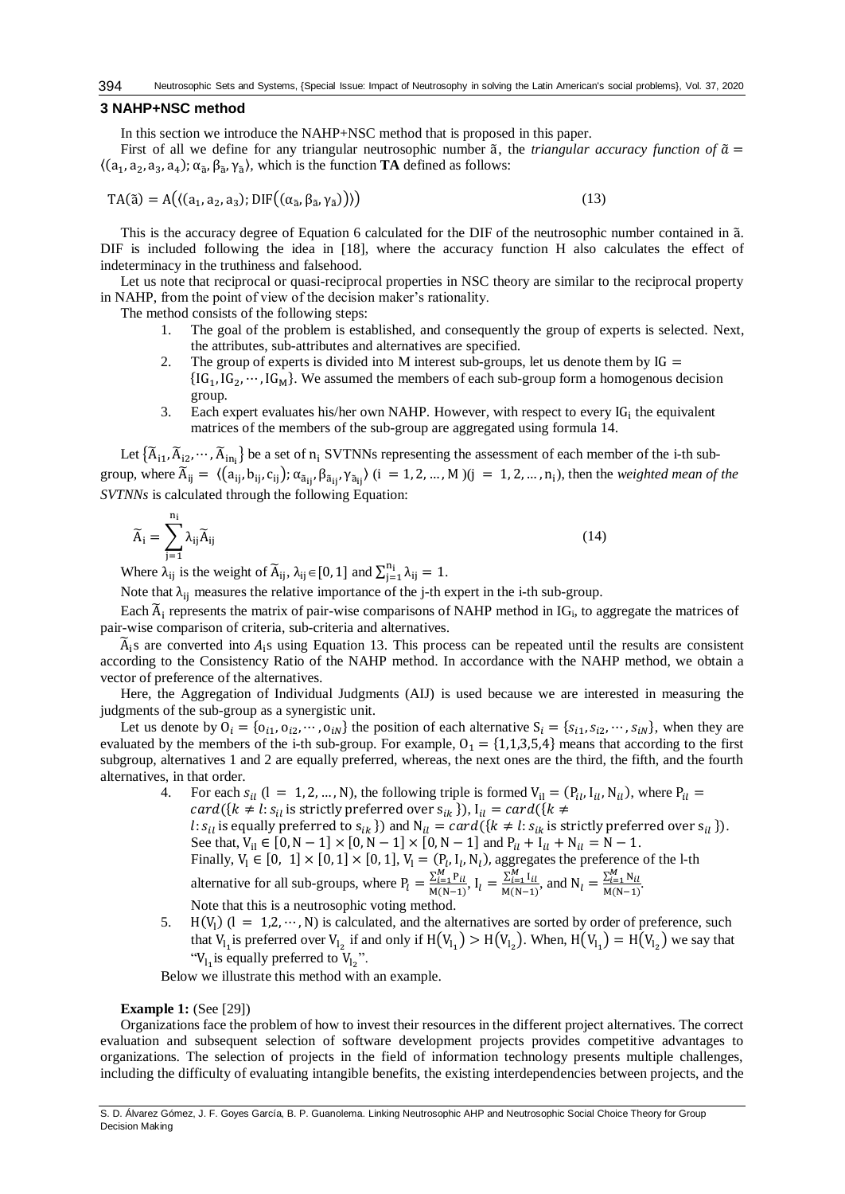## 3 NAHP+NSC method

In this section we introduce the NAHP+NSC method that is proposed in this paper.

First of all we define for any triangular neutrosophic number $\tilde{a}$, the *triangular accuracy function of* $\tilde{a} = \langle(a_1, a_2, a_3, a_4); \alpha_{\tilde{a}}, \beta_{\tilde{a}}, \gamma_{\tilde{a}}\rangle$, which is the function **TA** defined as follows:

$$\mathrm{TA}(\tilde{a}) = A\left(\langle(a_1, a_2, a_3); \mathrm{DIF}\left((\alpha_{\tilde{a}}, \beta_{\tilde{a}}, \gamma_{\tilde{a}})\right)\rangle\right) \tag{13}$$

This is the accuracy degree of Equation 6 calculated for the DIF of the neutrosophic number contained in $\tilde{a}$. DIF is included following the idea in [18], where the accuracy function H also calculates the effect of indeterminacy in the truthiness and falsehood.

Let us note that reciprocal or quasi-reciprocal properties in NSC theory are similar to the reciprocal property in NAHP, from the point of view of the decision maker's rationality.

The method consists of the following steps:

1. The goal of the problem is established, and consequently the group of experts is selected. Next, the attributes, sub-attributes and alternatives are specified.
2. The group of experts is divided into M interest sub-groups, let us denote them by $\mathrm{IG} = \{\mathrm{IG}_1, \mathrm{IG}_2, \cdots, \mathrm{IG}_M\}$. We assumed the members of each sub-group form a homogenous decision group.
3. Each expert evaluates his/her own NAHP. However, with respect to every $\mathrm{IG}_i$ the equivalent matrices of the members of the sub-group are aggregated using formula 14.

Let $\{\widetilde{A}_{i1}, \widetilde{A}_{i2}, \cdots, \widetilde{A}_{in_i}\}$ be a set of $n_i$ SVTNNs representing the assessment of each member of the i-th sub-group, where $\widetilde{A}_{ij} = \langle(a_{ij}, b_{ij}, c_{ij}); \alpha_{\tilde{a}_{ij}}, \beta_{\tilde{a}_{ij}}, \gamma_{\tilde{a}_{ij}}\rangle$ $(i = 1, 2, \ldots, M)(j = 1, 2, \ldots, n_i)$, then the *weighted mean of the SVTNNs* is calculated through the following Equation:

$$\widetilde{A}_i = \sum_{j=1}^{n_i} \lambda_{ij} \widetilde{A}_{ij} \tag{14}$$

Where $\lambda_{ij}$ is the weight of $\widetilde{A}_{ij}$, $\lambda_{ij} \in [0, 1]$ and $\sum_{j=1}^{n_i} \lambda_{ij} = 1$.

Note that $\lambda_{ij}$ measures the relative importance of the j-th expert in the i-th sub-group.

Each $\widetilde{A}_i$ represents the matrix of pair-wise comparisons of NAHP method in $\mathrm{IG}_i$, to aggregate the matrices of pair-wise comparison of criteria, sub-criteria and alternatives.

$\widetilde{A}_i$s are converted into $A_i$s using Equation 13. This process can be repeated until the results are consistent according to the Consistency Ratio of the NAHP method. In accordance with the NAHP method, we obtain a vector of preference of the alternatives.

Here, the Aggregation of Individual Judgments (AIJ) is used because we are interested in measuring the judgments of the sub-group as a synergistic unit.

Let us denote by $O_i = \{o_{i1}, o_{i2}, \cdots, o_{iN}\}$ the position of each alternative $S_i = \{s_{i1}, s_{i2}, \cdots, s_{iN}\}$, when they are evaluated by the members of the i-th sub-group. For example, $O_1 = \{1,1,3,5,4\}$ means that according to the first subgroup, alternatives 1 and 2 are equally preferred, whereas, the next ones are the third, the fifth, and the fourth alternatives, in that order.

4. For each $s_{il}$ $(l = 1, 2, \ldots, N)$, the following triple is formed $V_{il} = (P_{il}, I_{il}, N_{il})$, where $P_{il} = card(\{k \neq l: s_{il} \text{ is strictly preferred over } s_{ik}\})$, $I_{il} = card(\{k \neq l: s_{il} \text{ is equally preferred to } s_{ik}\})$ and $N_{il} = card(\{k \neq l: s_{ik} \text{ is strictly preferred over } s_{il}\})$.
   See that, $V_{il} \in [0, N-1] \times [0, N-1] \times [0, N-1]$ and $P_{il} + I_{il} + N_{il} = N - 1$.
   Finally, $V_l \in [0, 1] \times [0, 1] \times [0, 1]$, $V_l = (P_l, I_l, N_l)$, aggregates the preference of the l-th alternative for all sub-groups, where $P_l = \frac{\sum_{i=1}^{M} P_{il}}{M(N-1)}$, $I_l = \frac{\sum_{i=1}^{M} I_{il}}{M(N-1)}$, and $N_l = \frac{\sum_{i=1}^{M} N_{il}}{M(N-1)}$.
   Note that this is a neutrosophic voting method.
5. $H(V_l)$ $(l = 1, 2, \cdots, N)$ is calculated, and the alternatives are sorted by order of preference, such that $V_{l_1}$ is preferred over $V_{l_2}$ if and only if $H(V_{l_1}) > H(V_{l_2})$. When, $H(V_{l_1}) = H(V_{l_2})$ we say that "$V_{l_1}$ is equally preferred to $V_{l_2}$".

Below we illustrate this method with an example.

**Example 1:** (See [29])

Organizations face the problem of how to invest their resources in the different project alternatives. The correct evaluation and subsequent selection of software development projects provides competitive advantages to organizations. The selection of projects in the field of information technology presents multiple challenges, including the difficulty of evaluating intangible benefits, the existing interdependencies between projects, and the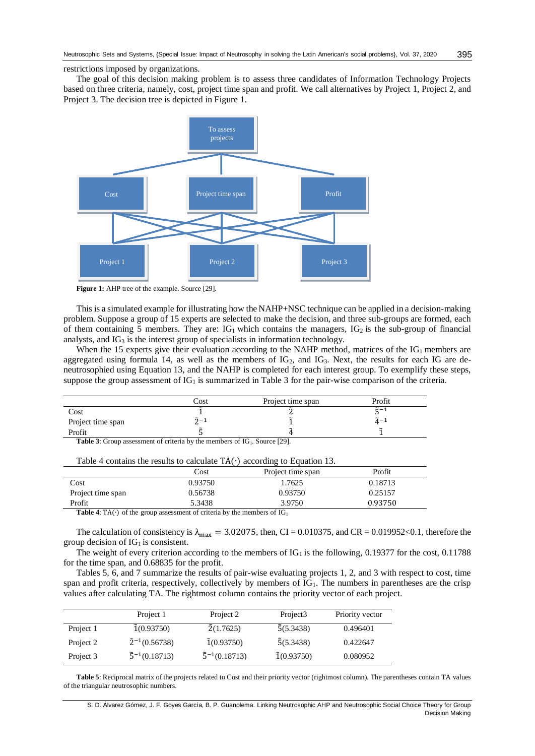restrictions imposed by organizations.

The goal of this decision making problem is to assess three candidates of Information Technology Projects based on three criteria, namely, cost, project time span and profit. We call alternatives by Project 1, Project 2, and Project 3. The decision tree is depicted in Figure 1.

**Figure 1:** AHP tree of the example. Source [29].

This is a simulated example for illustrating how the NAHP+NSC technique can be applied in a decision-making problem. Suppose a group of 15 experts are selected to make the decision, and three sub-groups are formed, each of them containing 5 members. They are: $IG_1$ which contains the managers, $IG_2$ is the sub-group of financial analysts, and $IG_3$ is the interest group of specialists in information technology.

When the 15 experts give their evaluation according to the NAHP method, matrices of the $IG_1$ members are aggregated using formula 14, as well as the members of $IG_2$, and $IG_3$. Next, the results for each IG are de-neutrosophied using Equation 13, and the NAHP is completed for each interest group. To exemplify these steps, suppose the group assessment of $IG_1$ is summarized in Table 3 for the pair-wise comparison of the criteria.

| | Cost | Project time span | Profit |
|---|---|---|---|
| Cost | $\tilde{1}$ | $\tilde{2}$ | $\tilde{5}^{-1}$ |
| Project time span | $\tilde{2}^{-1}$ | $\tilde{1}$ | $\tilde{4}^{-1}$ |
| Profit | $\tilde{5}$ | $\tilde{4}$ | $\tilde{1}$ |

**Table 3**: Group assessment of criteria by the members of $IG_1$. Source [29].

Table 4 contains the results to calculate TA(·) according to Equation 13.

| | Cost | Project time span | Profit |
|---|---|---|---|
| Cost | 0.93750 | 1.7625 | 0.18713 |
| Project time span | 0.56738 | 0.93750 | 0.25157 |
| Profit | 5.3438 | 3.9750 | 0.93750 |

**Table 4**: TA(·) of the group assessment of criteria by the members of $IG_1$

The calculation of consistency is $\lambda_{max} = 3.02075$, then, CI = 0.010375, and CR = 0.019952<0.1, therefore the group decision of $IG_1$ is consistent.

The weight of every criterion according to the members of $IG_1$ is the following, 0.19377 for the cost, 0.11788 for the time span, and 0.68835 for the profit.

Tables 5, 6, and 7 summarize the results of pair-wise evaluating projects 1, 2, and 3 with respect to cost, time span and profit criteria, respectively, collectively by members of $IG_1$. The numbers in parentheses are the crisp values after calculating TA. The rightmost column contains the priority vector of each project.

| | Project 1 | Project 2 | Project3 | Priority vector |
|---|---|---|---|---|
| Project 1 | $\tilde{1}$(0.93750) | $\tilde{2}$(1.7625) | $\tilde{5}$(5.3438) | 0.496401 |
| Project 2 | $\tilde{2}^{-1}$(0.56738) | $\tilde{1}$(0.93750) | $\tilde{5}$(5.3438) | 0.422647 |
| Project 3 | $\tilde{5}^{-1}$(0.18713) | $\tilde{5}^{-1}$(0.18713) | $\tilde{1}$(0.93750) | 0.080952 |

**Table 5**: Reciprocal matrix of the projects related to Cost and their priority vector (rightmost column). The parentheses contain TA values of the triangular neutrosophic numbers.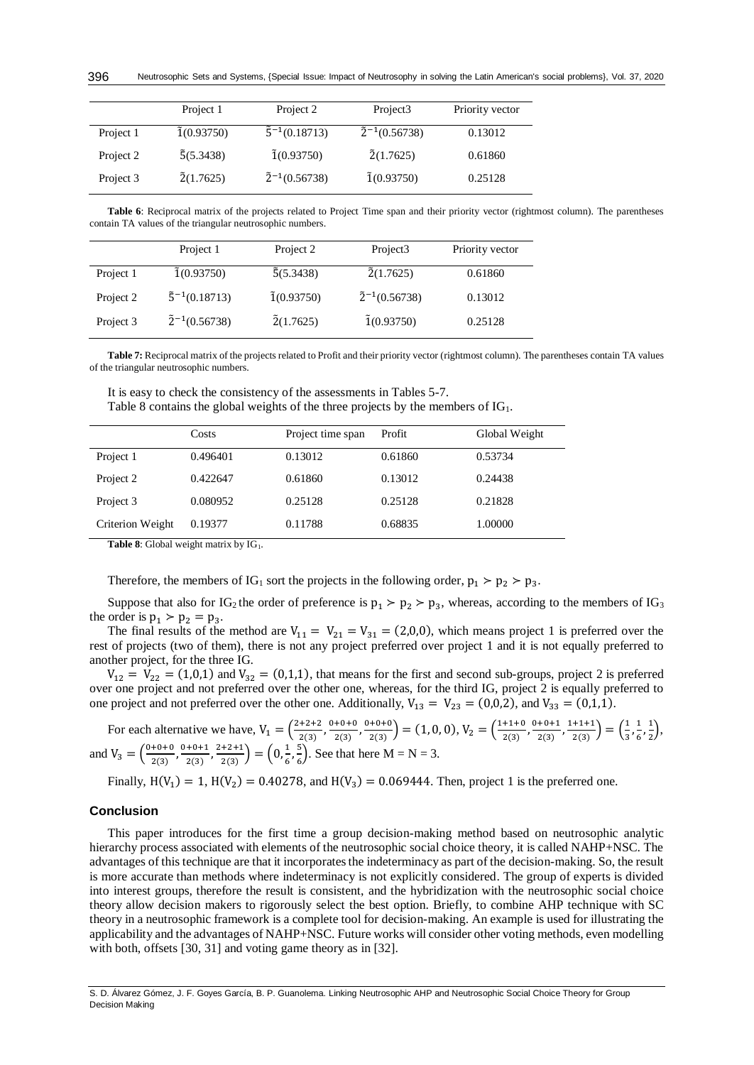|  | Project 1 | Project 2 | Project3 | Priority vector |
|---|---|---|---|---|
| Project 1 | $\tilde{1}(0.93750)$ | $\tilde{5}^{-1}(0.18713)$ | $\tilde{2}^{-1}(0.56738)$ | 0.13012 |
| Project 2 | $\tilde{5}(5.3438)$ | $\tilde{1}(0.93750)$ | $\tilde{2}(1.7625)$ | 0.61860 |
| Project 3 | $\tilde{2}(1.7625)$ | $\tilde{2}^{-1}(0.56738)$ | $\tilde{1}(0.93750)$ | 0.25128 |

**Table 6**: Reciprocal matrix of the projects related to Project Time span and their priority vector (rightmost column). The parentheses contain TA values of the triangular neutrosophic numbers.

|  | Project 1 | Project 2 | Project3 | Priority vector |
|---|---|---|---|---|
| Project 1 | $\tilde{1}(0.93750)$ | $\tilde{5}(5.3438)$ | $\tilde{2}(1.7625)$ | 0.61860 |
| Project 2 | $\tilde{5}^{-1}(0.18713)$ | $\tilde{1}(0.93750)$ | $\tilde{2}^{-1}(0.56738)$ | 0.13012 |
| Project 3 | $\tilde{2}^{-1}(0.56738)$ | $\tilde{2}(1.7625)$ | $\tilde{1}(0.93750)$ | 0.25128 |

**Table 7:** Reciprocal matrix of the projects related to Profit and their priority vector (rightmost column). The parentheses contain TA values of the triangular neutrosophic numbers.

It is easy to check the consistency of the assessments in Tables 5-7.

Table 8 contains the global weights of the three projects by the members of $IG_1$.

|  | Costs | Project time span | Profit | Global Weight |
|---|---|---|---|---|
| Project 1 | 0.496401 | 0.13012 | 0.61860 | 0.53734 |
| Project 2 | 0.422647 | 0.61860 | 0.13012 | 0.24438 |
| Project 3 | 0.080952 | 0.25128 | 0.25128 | 0.21828 |
| Criterion Weight | 0.19377 | 0.11788 | 0.68835 | 1.00000 |

**Table 8**: Global weight matrix by $IG_1$.

Therefore, the members of $IG_1$ sort the projects in the following order, $p_1 \succ p_2 \succ p_3$.

Suppose that also for $IG_2$ the order of preference is $p_1 \succ p_2 \succ p_3$, whereas, according to the members of $IG_3$ the order is $p_1 \succ p_2 = p_3$.

The final results of the method are $V_{11} = V_{21} = V_{31} = (2,0,0)$, which means project 1 is preferred over the rest of projects (two of them), there is not any project preferred over project 1 and it is not equally preferred to another project, for the three IG.

$V_{12} = V_{22} = (1,0,1)$ and $V_{32} = (0,1,1)$, that means for the first and second sub-groups, project 2 is preferred over one project and not preferred over the other one, whereas, for the third IG, project 2 is equally preferred to one project and not preferred over the other one. Additionally, $V_{13} = V_{23} = (0,0,2)$, and $V_{33} = (0,1,1)$.

For each alternative we have, $V_1 = \left(\frac{2+2+2}{2(3)}, \frac{0+0+0}{2(3)}, \frac{0+0+0}{2(3)}\right) = (1,0,0)$, $V_2 = \left(\frac{1+1+0}{2(3)}, \frac{0+0+1}{2(3)}, \frac{1+1+1}{2(3)}\right) = \left(\frac{1}{3}, \frac{1}{6}, \frac{1}{2}\right)$, and $V_3 = \left(\frac{0+0+0}{2(3)}, \frac{0+0+1}{2(3)}, \frac{2+2+1}{2(3)}\right) = \left(0, \frac{1}{6}, \frac{5}{6}\right)$. See that here M = N = 3.

Finally, $H(V_1) = 1$, $H(V_2) = 0.40278$, and $H(V_3) = 0.069444$. Then, project 1 is the preferred one.

## Conclusion

This paper introduces for the first time a group decision-making method based on neutrosophic analytic hierarchy process associated with elements of the neutrosophic social choice theory, it is called NAHP+NSC. The advantages of this technique are that it incorporates the indeterminacy as part of the decision-making. So, the result is more accurate than methods where indeterminacy is not explicitly considered. The group of experts is divided into interest groups, therefore the result is consistent, and the hybridization with the neutrosophic social choice theory allow decision makers to rigorously select the best option. Briefly, to combine AHP technique with SC theory in a neutrosophic framework is a complete tool for decision-making. An example is used for illustrating the applicability and the advantages of NAHP+NSC. Future works will consider other voting methods, even modelling with both, offsets [30, 31] and voting game theory as in [32].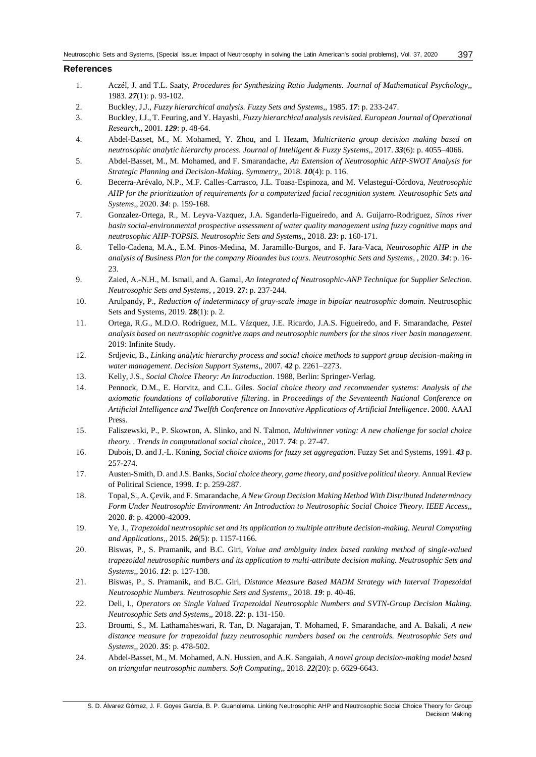## References

1. Aczél, J. and T.L. Saaty, *Procedures for Synthesizing Ratio Judgments. Journal of Mathematical Psychology*,, 1983. ***27***(1): p. 93-102.
2. Buckley, J.J., *Fuzzy hierarchical analysis. Fuzzy Sets and Systems*,, 1985. ***17***: p. 233-247.
3. Buckley, J.J., T. Feuring, and Y. Hayashi, *Fuzzy hierarchical analysis revisited. European Journal of Operational Research*,, 2001. ***129***: p. 48-64.
4. Abdel-Basset, M., M. Mohamed, Y. Zhou, and I. Hezam, *Multicriteria group decision making based on neutrosophic analytic hierarchy process. Journal of Intelligent & Fuzzy Systems*,, 2017. ***33***(6): p. 4055–4066.
5. Abdel-Basset, M., M. Mohamed, and F. Smarandache, *An Extension of Neutrosophic AHP-SWOT Analysis for Strategic Planning and Decision-Making. Symmetry*,, 2018. ***10***(4): p. 116.
6. Becerra-Arévalo, N.P., M.F. Calles-Carrasco, J.L. Toasa-Espinoza, and M. Velasteguí-Córdova, *Neutrosophic AHP for the prioritization of requirements for a computerized facial recognition system. Neutrosophic Sets and Systems*,, 2020. ***34***: p. 159-168.
7. Gonzalez-Ortega, R., M. Leyva-Vazquez, J.A. Sganderla-Figueiredo, and A. Guijarro-Rodriguez, *Sinos river basin social-environmental prospective assessment of water quality management using fuzzy cognitive maps and neutrosophic AHP-TOPSIS. Neutrosophic Sets and Systems*,, 2018. ***23***: p. 160-171.
8. Tello-Cadena, M.A., E.M. Pinos-Medina, M. Jaramillo-Burgos, and F. Jara-Vaca, *Neutrosophic AHP in the analysis of Business Plan for the company Rioandes bus tours. Neutrosophic Sets and Systems*, , 2020. ***34***: p. 16-23.
9. Zaied, A.-N.H., M. Ismail, and A. Gamal, *An Integrated of Neutrosophic-ANP Technique for Supplier Selection. Neutrosophic Sets and Systems*, , 2019. **27**: p. 237-244.
10. Arulpandy, P., *Reduction of indeterminacy of gray-scale image in bipolar neutrosophic domain.* Neutrosophic Sets and Systems, 2019. **28**(1): p. 2.
11. Ortega, R.G., M.D.O. Rodríguez, M.L. Vázquez, J.E. Ricardo, J.A.S. Figueiredo, and F. Smarandache, *Pestel analysis based on neutrosophic cognitive maps and neutrosophic numbers for the sinos river basin management*. 2019: Infinite Study.
12. Srdjevic, B., *Linking analytic hierarchy process and social choice methods to support group decision-making in water management. Decision Support Systems*,, 2007. ***42*** p. 2261–2273.
13. Kelly, J.S., *Social Choice Theory: An Introduction*. 1988, Berlin: Springer-Verlag.
14. Pennock, D.M., E. Horvitz, and C.L. Giles. *Social choice theory and recommender systems: Analysis of the axiomatic foundations of collaborative filtering*. in *Proceedings of the Seventeenth National Conference on Artificial Intelligence and Twelfth Conference on Innovative Applications of Artificial Intelligence*. 2000. AAAI Press.
15. Faliszewski, P., P. Skowron, A. Slinko, and N. Talmon, *Multiwinner voting: A new challenge for social choice theory. . Trends in computational social choice*,, 2017. ***74***: p. 27-47.
16. Dubois, D. and J.-L. Koning, *Social choice axioms for fuzzy set aggregation.* Fuzzy Set and Systems, 1991. ***43*** p. 257-274.
17. Austen-Smith, D. and J.S. Banks, *Social choice theory, game theory, and positive political theory.* Annual Review of Political Science, 1998. ***1***: p. 259-287.
18. Topal, S., A. Çevik, and F. Smarandache, *A New Group Decision Making Method With Distributed Indeterminacy Form Under Neutrosophic Environment: An Introduction to Neutrosophic Social Choice Theory. IEEE Access*,, 2020. ***8***: p. 42000-42009.
19. Ye, J., *Trapezoidal neutrosophic set and its application to multiple attribute decision-making. Neural Computing and Applications*,, 2015. ***26***(5): p. 1157-1166.
20. Biswas, P., S. Pramanik, and B.C. Giri, *Value and ambiguity index based ranking method of single-valued trapezoidal neutrosophic numbers and its application to multi-attribute decision making. Neutrosophic Sets and Systems*,, 2016. ***12***: p. 127-138.
21. Biswas, P., S. Pramanik, and B.C. Giri, *Distance Measure Based MADM Strategy with Interval Trapezoidal Neutrosophic Numbers. Neutrosophic Sets and Systems*,, 2018. ***19***: p. 40-46.
22. Deli, I., *Operators on Single Valued Trapezoidal Neutrosophic Numbers and SVTN-Group Decision Making. Neutrosophic Sets and Systems*,, 2018. ***22***: p. 131-150.
23. Broumi, S., M. Lathamaheswari, R. Tan, D. Nagarajan, T. Mohamed, F. Smarandache, and A. Bakali, *A new distance measure for trapezoidal fuzzy neutrosophic numbers based on the centroids. Neutrosophic Sets and Systems*,, 2020. ***35***: p. 478-502.
24. Abdel-Basset, M., M. Mohamed, A.N. Hussien, and A.K. Sangaiah, *A novel group decision-making model based on triangular neutrosophic numbers. Soft Computing*,, 2018. ***22***(20): p. 6629-6643.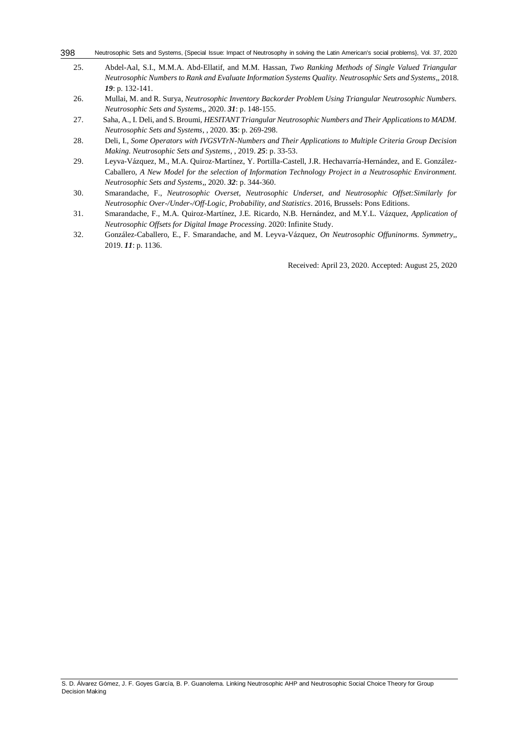25. Abdel-Aal, S.I., M.M.A. Abd-Ellatif, and M.M. Hassan, *Two Ranking Methods of Single Valued Triangular Neutrosophic Numbers to Rank and Evaluate Information Systems Quality. Neutrosophic Sets and Systems*,, 2018. ***19***: p. 132-141.
26. Mullai, M. and R. Surya, *Neutrosophic Inventory Backorder Problem Using Triangular Neutrosophic Numbers. Neutrosophic Sets and Systems*,, 2020. ***31***: p. 148-155.
27. Saha, A., I. Deli, and S. Broumi, *HESITANT Triangular Neutrosophic Numbers and Their Applications to MADM. Neutrosophic Sets and Systems*, , 2020. **35**: p. 269-298.
28. Deli, I., *Some Operators with IVGSVTrN-Numbers and Their Applications to Multiple Criteria Group Decision Making. Neutrosophic Sets and Systems*, , 2019. ***25***: p. 33-53.
29. Leyva-Vázquez, M., M.A. Quiroz-Martínez, Y. Portilla-Castell, J.R. Hechavarría-Hernández, and E. González-Caballero, *A New Model for the selection of Information Technology Project in a Neutrosophic Environment. Neutrosophic Sets and Systems*,, 2020. ***32***: p. 344-360.
30. Smarandache, F., *Neutrosophic Overset, Neutrosophic Underset, and Neutrosophic Offset:Similarly for Neutrosophic Over-/Under-/Off-Logic, Probability, and Statistics*. 2016, Brussels: Pons Editions.
31. Smarandache, F., M.A. Quiroz-Martínez, J.E. Ricardo, N.B. Hernández, and M.Y.L. Vázquez, *Application of Neutrosophic Offsets for Digital Image Processing*. 2020: Infinite Study.
32. González-Caballero, E., F. Smarandache, and M. Leyva-Vázquez, *On Neutrosophic Offuninorms. Symmetry*,, 2019. ***11***: p. 1136.

Received: April 23, 2020. Accepted: August 25, 2020